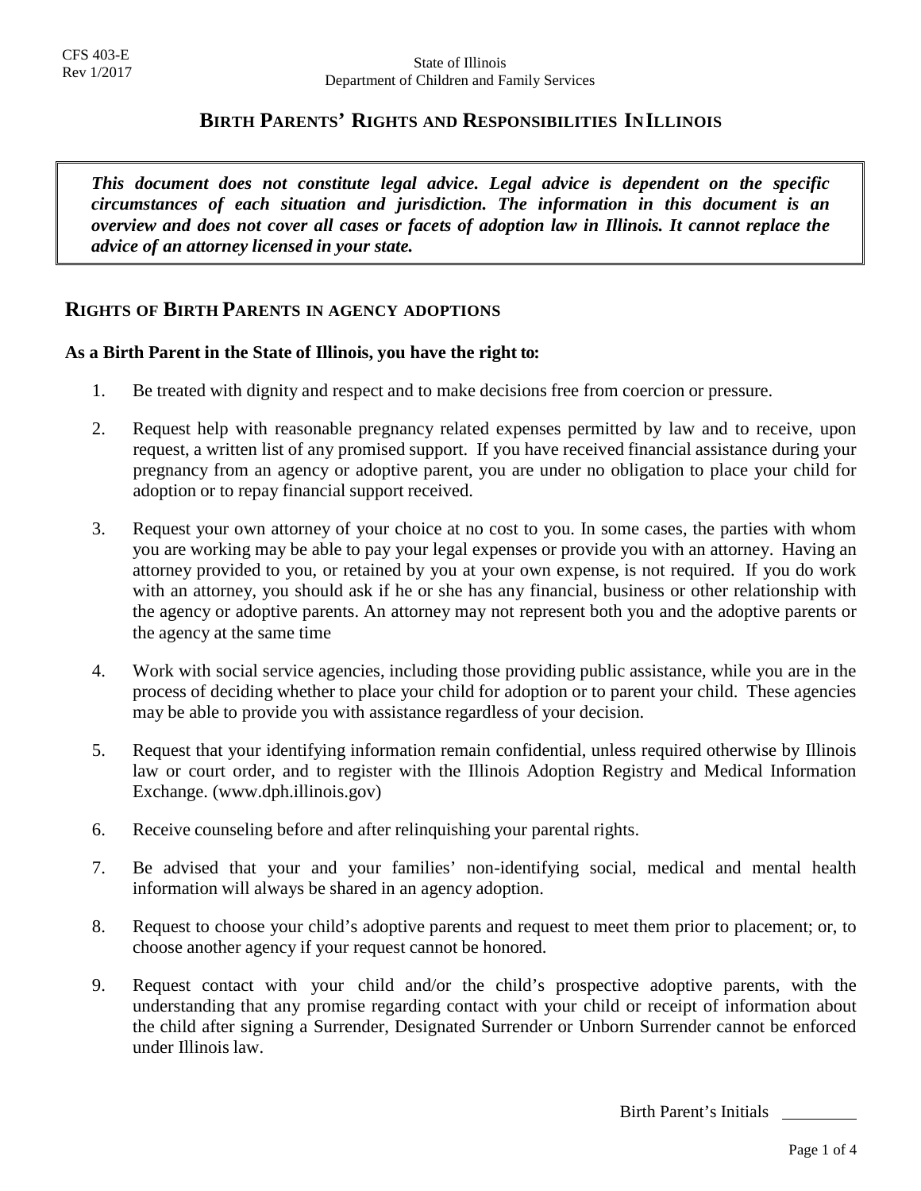CFS 403-E
Rev 1/2017

State of Illinois
Department of Children and Family Services

# BIRTH PARENTS' RIGHTS AND RESPONSIBILITIES IN ILLINOIS

> ***This document does not constitute legal advice. Legal advice is dependent on the specific circumstances of each situation and jurisdiction. The information in this document is an overview and does not cover all cases or facets of adoption law in Illinois. It cannot replace the advice of an attorney licensed in your state.***

## RIGHTS OF BIRTH PARENTS IN AGENCY ADOPTIONS

**As a Birth Parent in the State of Illinois, you have the right to:**

1. Be treated with dignity and respect and to make decisions free from coercion or pressure.

2. Request help with reasonable pregnancy related expenses permitted by law and to receive, upon request, a written list of any promised support. If you have received financial assistance during your pregnancy from an agency or adoptive parent, you are under no obligation to place your child for adoption or to repay financial support received.

3. Request your own attorney of your choice at no cost to you. In some cases, the parties with whom you are working may be able to pay your legal expenses or provide you with an attorney. Having an attorney provided to you, or retained by you at your own expense, is not required. If you do work with an attorney, you should ask if he or she has any financial, business or other relationship with the agency or adoptive parents. An attorney may not represent both you and the adoptive parents or the agency at the same time

4. Work with social service agencies, including those providing public assistance, while you are in the process of deciding whether to place your child for adoption or to parent your child. These agencies may be able to provide you with assistance regardless of your decision.

5. Request that your identifying information remain confidential, unless required otherwise by Illinois law or court order, and to register with the Illinois Adoption Registry and Medical Information Exchange. (www.dph.illinois.gov)

6. Receive counseling before and after relinquishing your parental rights.

7. Be advised that your and your families' non-identifying social, medical and mental health information will always be shared in an agency adoption.

8. Request to choose your child's adoptive parents and request to meet them prior to placement; or, to choose another agency if your request cannot be honored.

9. Request contact with your child and/or the child's prospective adoptive parents, with the understanding that any promise regarding contact with your child or receipt of information about the child after signing a Surrender, Designated Surrender or Unborn Surrender cannot be enforced under Illinois law.

Birth Parent's Initials \_\_\_\_\_\_\_\_\_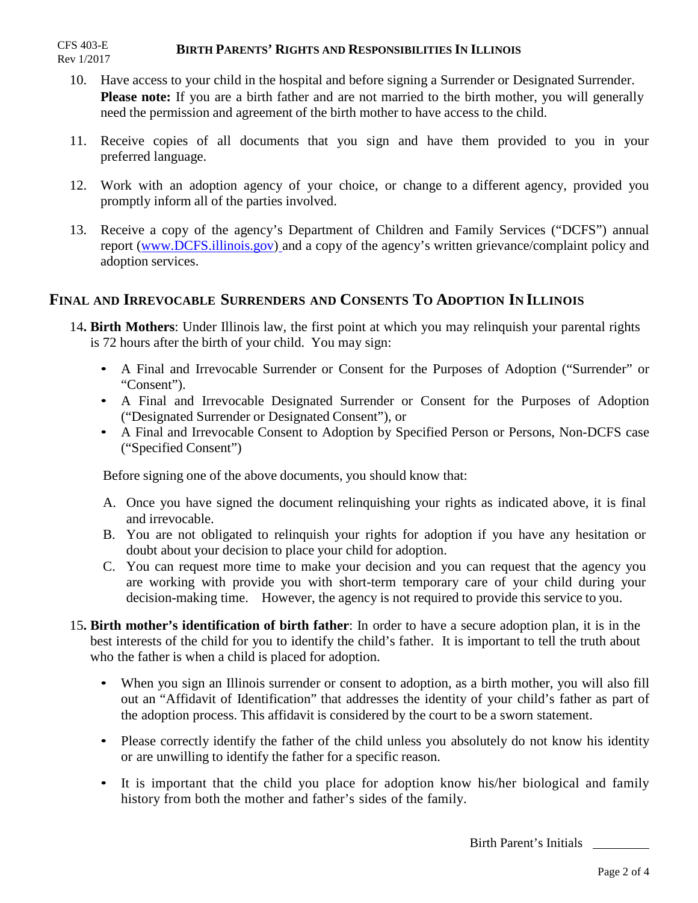10. Have access to your child in the hospital and before signing a Surrender or Designated Surrender. **Please note:** If you are a birth father and are not married to the birth mother, you will generally need the permission and agreement of the birth mother to have access to the child.

11. Receive copies of all documents that you sign and have them provided to you in your preferred language.

12. Work with an adoption agency of your choice, or change to a different agency, provided you promptly inform all of the parties involved.

13. Receive a copy of the agency's Department of Children and Family Services ("DCFS") annual report (www.DCFS.illinois.gov) and a copy of the agency's written grievance/complaint policy and adoption services.

## Final and Irrevocable Surrenders and Consents To Adoption In Illinois

14. **Birth Mothers**: Under Illinois law, the first point at which you may relinquish your parental rights is 72 hours after the birth of your child. You may sign:

    - A Final and Irrevocable Surrender or Consent for the Purposes of Adoption ("Surrender" or "Consent").
    - A Final and Irrevocable Designated Surrender or Consent for the Purposes of Adoption ("Designated Surrender or Designated Consent"), or
    - A Final and Irrevocable Consent to Adoption by Specified Person or Persons, Non-DCFS case ("Specified Consent")

    Before signing one of the above documents, you should know that:

    A. Once you have signed the document relinquishing your rights as indicated above, it is final and irrevocable.
    B. You are not obligated to relinquish your rights for adoption if you have any hesitation or doubt about your decision to place your child for adoption.
    C. You can request more time to make your decision and you can request that the agency you are working with provide you with short-term temporary care of your child during your decision-making time. However, the agency is not required to provide this service to you.

15. **Birth mother's identification of birth father**: In order to have a secure adoption plan, it is in the best interests of the child for you to identify the child's father. It is important to tell the truth about who the father is when a child is placed for adoption.

    - When you sign an Illinois surrender or consent to adoption, as a birth mother, you will also fill out an "Affidavit of Identification" that addresses the identity of your child's father as part of the adoption process. This affidavit is considered by the court to be a sworn statement.

    - Please correctly identify the father of the child unless you absolutely do not know his identity or are unwilling to identify the father for a specific reason.

    - It is important that the child you place for adoption know his/her biological and family history from both the mother and father's sides of the family.

Birth Parent's Initials ________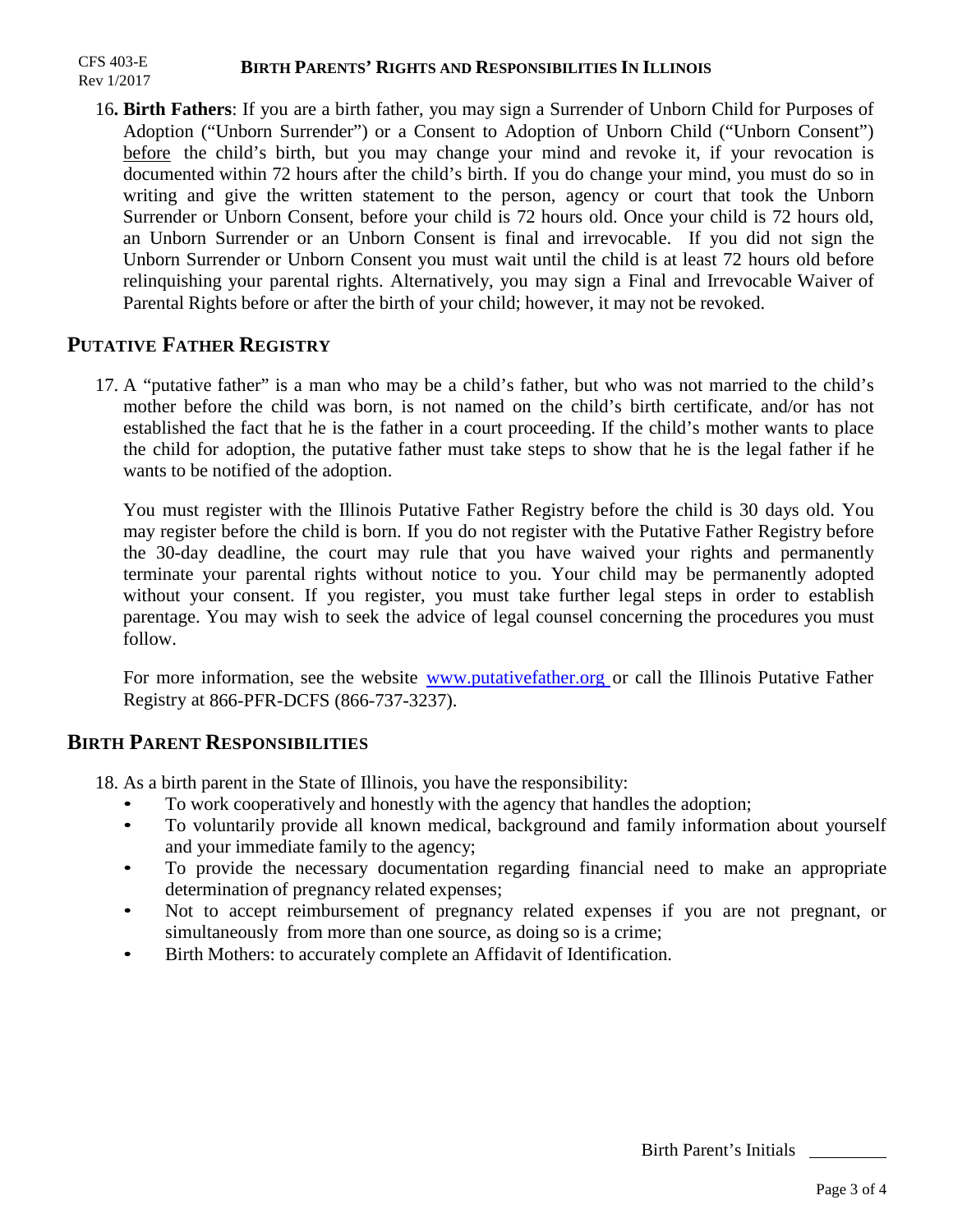16. **Birth Fathers**: If you are a birth father, you may sign a Surrender of Unborn Child for Purposes of Adoption ("Unborn Surrender") or a Consent to Adoption of Unborn Child ("Unborn Consent") before the child's birth, but you may change your mind and revoke it, if your revocation is documented within 72 hours after the child's birth. If you do change your mind, you must do so in writing and give the written statement to the person, agency or court that took the Unborn Surrender or Unborn Consent, before your child is 72 hours old. Once your child is 72 hours old, an Unborn Surrender or an Unborn Consent is final and irrevocable. If you did not sign the Unborn Surrender or Unborn Consent you must wait until the child is at least 72 hours old before relinquishing your parental rights. Alternatively, you may sign a Final and Irrevocable Waiver of Parental Rights before or after the birth of your child; however, it may not be revoked.

## Putative Father Registry

17. A "putative father" is a man who may be a child's father, but who was not married to the child's mother before the child was born, is not named on the child's birth certificate, and/or has not established the fact that he is the father in a court proceeding. If the child's mother wants to place the child for adoption, the putative father must take steps to show that he is the legal father if he wants to be notified of the adoption.

    You must register with the Illinois Putative Father Registry before the child is 30 days old. You may register before the child is born. If you do not register with the Putative Father Registry before the 30-day deadline, the court may rule that you have waived your rights and permanently terminate your parental rights without notice to you. Your child may be permanently adopted without your consent. If you register, you must take further legal steps in order to establish parentage. You may wish to seek the advice of legal counsel concerning the procedures you must follow.

    For more information, see the website www.putativefather.org or call the Illinois Putative Father Registry at 866-PFR-DCFS (866-737-3237).

## Birth Parent Responsibilities

18. As a birth parent in the State of Illinois, you have the responsibility:
    - To work cooperatively and honestly with the agency that handles the adoption;
    - To voluntarily provide all known medical, background and family information about yourself and your immediate family to the agency;
    - To provide the necessary documentation regarding financial need to make an appropriate determination of pregnancy related expenses;
    - Not to accept reimbursement of pregnancy related expenses if you are not pregnant, or simultaneously from more than one source, as doing so is a crime;
    - Birth Mothers: to accurately complete an Affidavit of Identification.

Birth Parent's Initials \_\_\_\_\_\_\_\_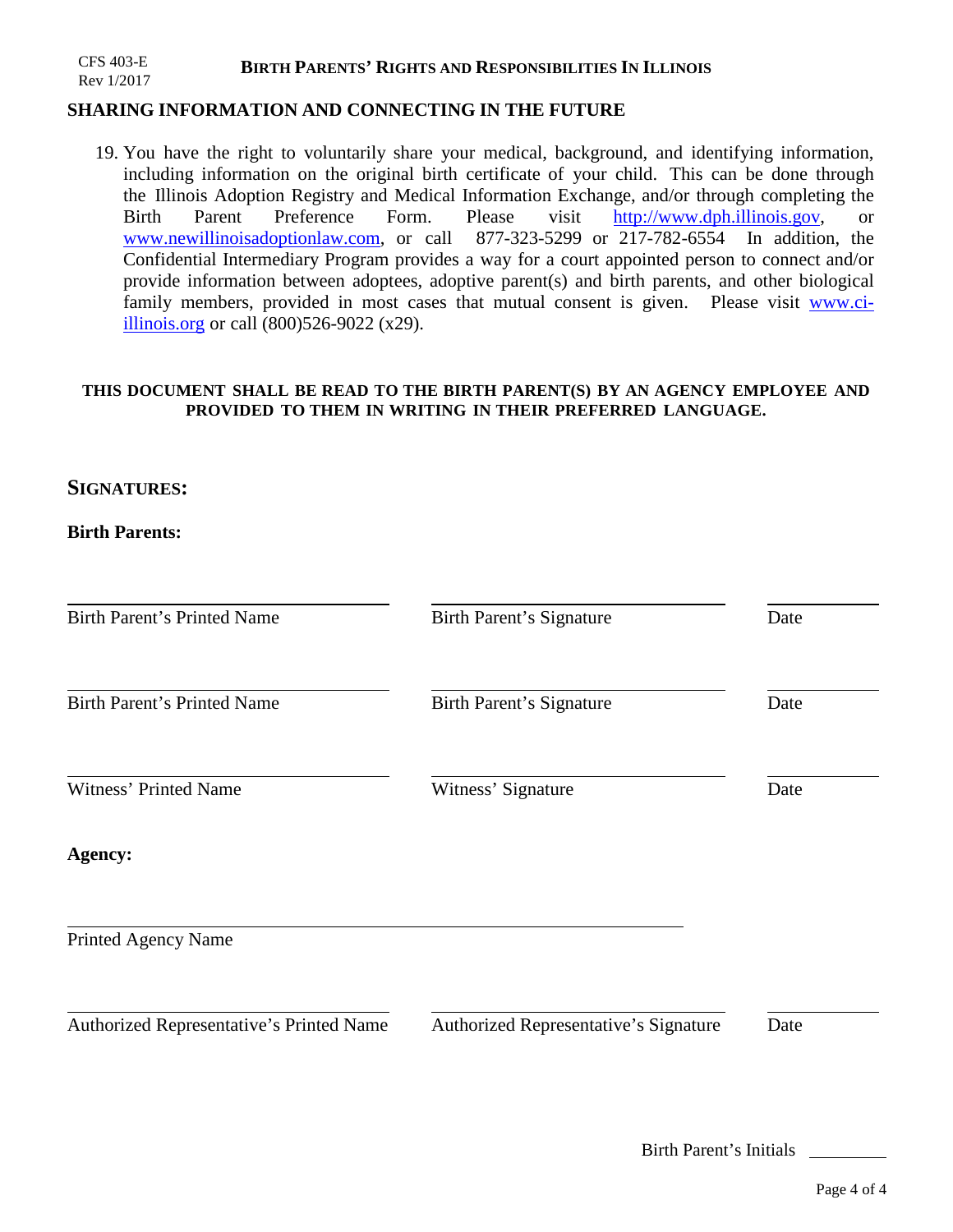## SHARING INFORMATION AND CONNECTING IN THE FUTURE

19. You have the right to voluntarily share your medical, background, and identifying information, including information on the original birth certificate of your child. This can be done through the Illinois Adoption Registry and Medical Information Exchange, and/or through completing the Birth Parent Preference Form. Please visit http://www.dph.illinois.gov, or www.newillinoisadoptionlaw.com, or call 877-323-5299 or 217-782-6554 In addition, the Confidential Intermediary Program provides a way for a court appointed person to connect and/or provide information between adoptees, adoptive parent(s) and birth parents, and other biological family members, provided in most cases that mutual consent is given. Please visit www.ci-illinois.org or call (800)526-9022 (x29).

**THIS DOCUMENT SHALL BE READ TO THE BIRTH PARENT(S) BY AN AGENCY EMPLOYEE AND PROVIDED TO THEM IN WRITING IN THEIR PREFERRED LANGUAGE.**

## SIGNATURES:

**Birth Parents:**

| | | |
|---|---|---|
| Birth Parent's Printed Name | Birth Parent's Signature | Date |
| Birth Parent's Printed Name | Birth Parent's Signature | Date |
| Witness' Printed Name | Witness' Signature | Date |

**Agency:**

Printed Agency Name

| | | |
|---|---|---|
| Authorized Representative's Printed Name | Authorized Representative's Signature | Date |

Birth Parent's Initials ________